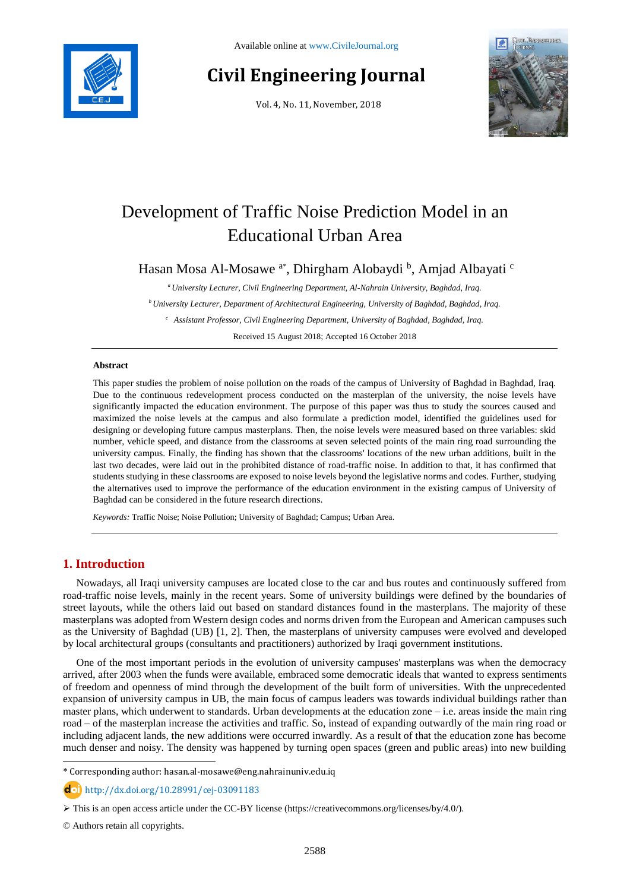# Development of Traffic Noise Prediction Model in an Educational Urban Area

Hasan Mosa Al-Mosawe [a*], Dhirgham Alobaydi [b], Amjad Albayati [c]

[a] *University Lecturer, Civil Engineering Department, Al-Nahrain University, Baghdad, Iraq.*

[b] *University Lecturer, Department of Architectural Engineering, University of Baghdad, Baghdad, Iraq.*

[c] *Assistant Professor, Civil Engineering Department, University of Baghdad, Baghdad, Iraq.*

Received 15 August 2018; Accepted 16 October 2018

**Abstract**

This paper studies the problem of noise pollution on the roads of the campus of University of Baghdad in Baghdad, Iraq. Due to the continuous redevelopment process conducted on the masterplan of the university, the noise levels have significantly impacted the education environment. The purpose of this paper was thus to study the sources caused and maximized the noise levels at the campus and also formulate a prediction model, identified the guidelines used for designing or developing future campus masterplans. Then, the noise levels were measured based on three variables: skid number, vehicle speed, and distance from the classrooms at seven selected points of the main ring road surrounding the university campus. Finally, the finding has shown that the classrooms' locations of the new urban additions, built in the last two decades, were laid out in the prohibited distance of road-traffic noise. In addition to that, it has confirmed that students studying in these classrooms are exposed to noise levels beyond the legislative norms and codes. Further, studying the alternatives used to improve the performance of the education environment in the existing campus of University of Baghdad can be considered in the future research directions.

*Keywords:* Traffic Noise; Noise Pollution; University of Baghdad; Campus; Urban Area.

## 1. Introduction

Nowadays, all Iraqi university campuses are located close to the car and bus routes and continuously suffered from road-traffic noise levels, mainly in the recent years. Some of university buildings were defined by the boundaries of street layouts, while the others laid out based on standard distances found in the masterplans. The majority of these masterplans was adopted from Western design codes and norms driven from the European and American campuses such as the University of Baghdad (UB) [1, 2]. Then, the masterplans of university campuses were evolved and developed by local architectural groups (consultants and practitioners) authorized by Iraqi government institutions.

One of the most important periods in the evolution of university campuses' masterplans was when the democracy arrived, after 2003 when the funds were available, embraced some democratic ideals that wanted to express sentiments of freedom and openness of mind through the development of the built form of universities. With the unprecedented expansion of university campus in UB, the main focus of campus leaders was towards individual buildings rather than master plans, which underwent to standards. Urban developments at the education zone – i.e. areas inside the main ring road – of the masterplan increase the activities and traffic. So, instead of expanding outwardly of the main ring road or including adjacent lands, the new additions were occurred inwardly. As a result of that the education zone has become much denser and noisy. The density was happened by turning open spaces (green and public areas) into new building

* Corresponding author: hasan.al-mosawe@eng.nahrainuniv.edu.iq

http://dx.doi.org/10.28991/cej-03091183

➢ This is an open access article under the CC-BY license (https://creativecommons.org/licenses/by/4.0/).

© Authors retain all copyrights.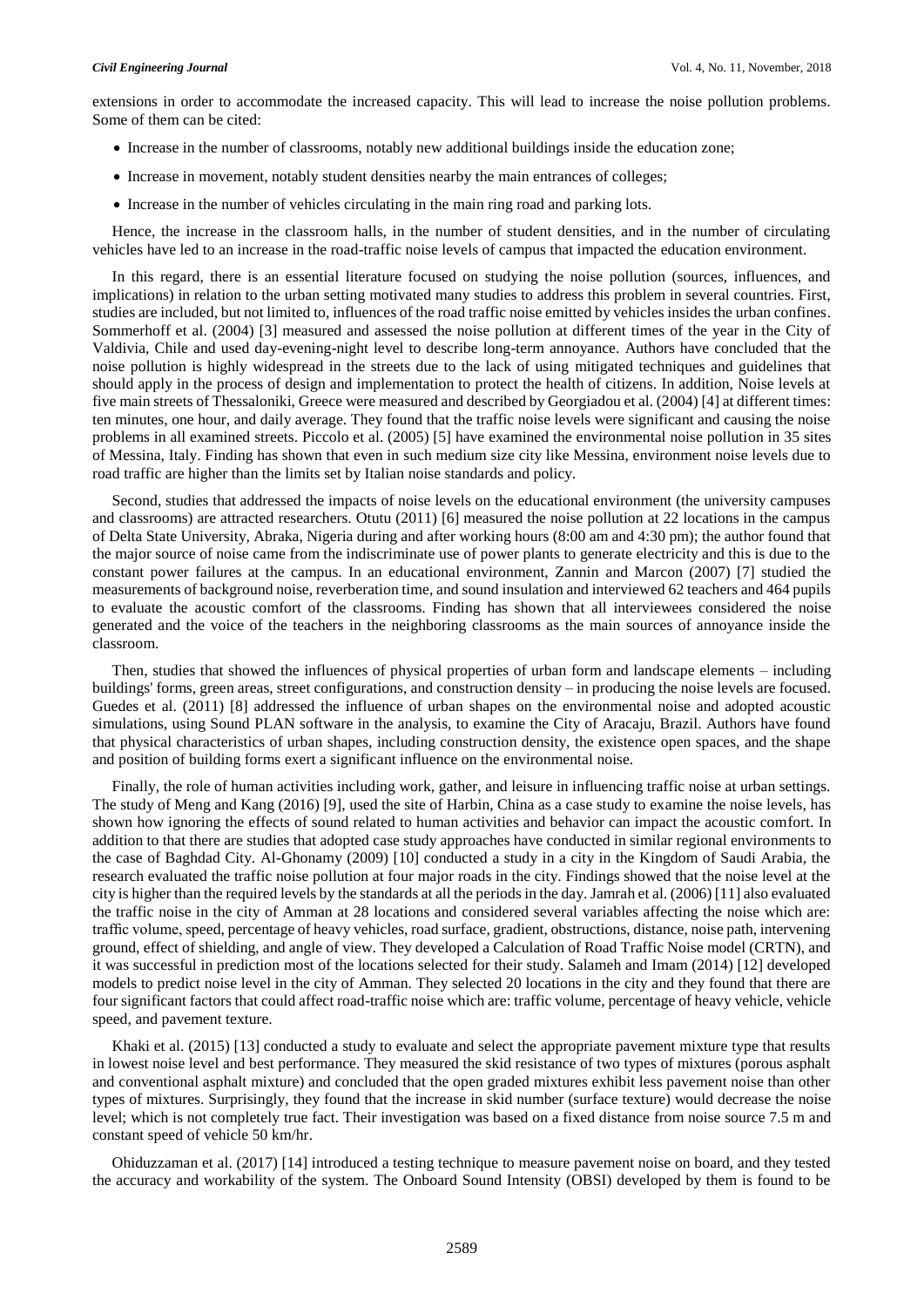extensions in order to accommodate the increased capacity. This will lead to increase the noise pollution problems. Some of them can be cited:

- Increase in the number of classrooms, notably new additional buildings inside the education zone;
- Increase in movement, notably student densities nearby the main entrances of colleges;
- Increase in the number of vehicles circulating in the main ring road and parking lots.

Hence, the increase in the classroom halls, in the number of student densities, and in the number of circulating vehicles have led to an increase in the road-traffic noise levels of campus that impacted the education environment.

In this regard, there is an essential literature focused on studying the noise pollution (sources, influences, and implications) in relation to the urban setting motivated many studies to address this problem in several countries. First, studies are included, but not limited to, influences of the road traffic noise emitted by vehicles insides the urban confines. Sommerhoff et al. (2004) [3] measured and assessed the noise pollution at different times of the year in the City of Valdivia, Chile and used day-evening-night level to describe long-term annoyance. Authors have concluded that the noise pollution is highly widespread in the streets due to the lack of using mitigated techniques and guidelines that should apply in the process of design and implementation to protect the health of citizens. In addition, Noise levels at five main streets of Thessaloniki, Greece were measured and described by Georgiadou et al. (2004) [4] at different times: ten minutes, one hour, and daily average. They found that the traffic noise levels were significant and causing the noise problems in all examined streets. Piccolo et al. (2005) [5] have examined the environmental noise pollution in 35 sites of Messina, Italy. Finding has shown that even in such medium size city like Messina, environment noise levels due to road traffic are higher than the limits set by Italian noise standards and policy.

Second, studies that addressed the impacts of noise levels on the educational environment (the university campuses and classrooms) are attracted researchers. Otutu (2011) [6] measured the noise pollution at 22 locations in the campus of Delta State University, Abraka, Nigeria during and after working hours (8:00 am and 4:30 pm); the author found that the major source of noise came from the indiscriminate use of power plants to generate electricity and this is due to the constant power failures at the campus. In an educational environment, Zannin and Marcon (2007) [7] studied the measurements of background noise, reverberation time, and sound insulation and interviewed 62 teachers and 464 pupils to evaluate the acoustic comfort of the classrooms. Finding has shown that all interviewees considered the noise generated and the voice of the teachers in the neighboring classrooms as the main sources of annoyance inside the classroom.

Then, studies that showed the influences of physical properties of urban form and landscape elements – including buildings' forms, green areas, street configurations, and construction density – in producing the noise levels are focused. Guedes et al. (2011) [8] addressed the influence of urban shapes on the environmental noise and adopted acoustic simulations, using Sound PLAN software in the analysis, to examine the City of Aracaju, Brazil. Authors have found that physical characteristics of urban shapes, including construction density, the existence open spaces, and the shape and position of building forms exert a significant influence on the environmental noise.

Finally, the role of human activities including work, gather, and leisure in influencing traffic noise at urban settings. The study of Meng and Kang (2016) [9], used the site of Harbin, China as a case study to examine the noise levels, has shown how ignoring the effects of sound related to human activities and behavior can impact the acoustic comfort. In addition to that there are studies that adopted case study approaches have conducted in similar regional environments to the case of Baghdad City. Al-Ghonamy (2009) [10] conducted a study in a city in the Kingdom of Saudi Arabia, the research evaluated the traffic noise pollution at four major roads in the city. Findings showed that the noise level at the city is higher than the required levels by the standards at all the periods in the day. Jamrah et al. (2006) [11] also evaluated the traffic noise in the city of Amman at 28 locations and considered several variables affecting the noise which are: traffic volume, speed, percentage of heavy vehicles, road surface, gradient, obstructions, distance, noise path, intervening ground, effect of shielding, and angle of view. They developed a Calculation of Road Traffic Noise model (CRTN), and it was successful in prediction most of the locations selected for their study. Salameh and Imam (2014) [12] developed models to predict noise level in the city of Amman. They selected 20 locations in the city and they found that there are four significant factors that could affect road-traffic noise which are: traffic volume, percentage of heavy vehicle, vehicle speed, and pavement texture.

Khaki et al. (2015) [13] conducted a study to evaluate and select the appropriate pavement mixture type that results in lowest noise level and best performance. They measured the skid resistance of two types of mixtures (porous asphalt and conventional asphalt mixture) and concluded that the open graded mixtures exhibit less pavement noise than other types of mixtures. Surprisingly, they found that the increase in skid number (surface texture) would decrease the noise level; which is not completely true fact. Their investigation was based on a fixed distance from noise source 7.5 m and constant speed of vehicle 50 km/hr.

Ohiduzzaman et al. (2017) [14] introduced a testing technique to measure pavement noise on board, and they tested the accuracy and workability of the system. The Onboard Sound Intensity (OBSI) developed by them is found to be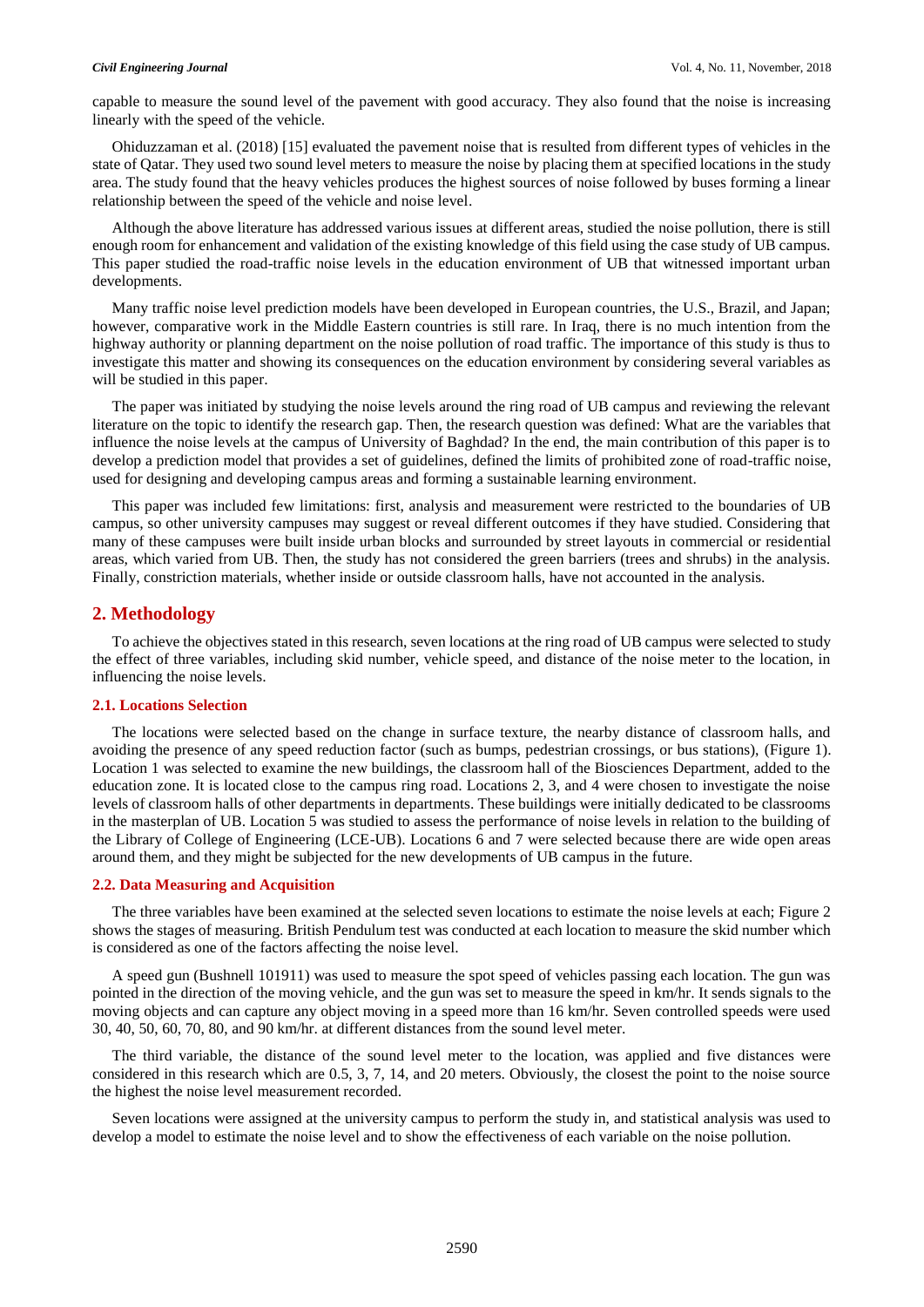capable to measure the sound level of the pavement with good accuracy. They also found that the noise is increasing linearly with the speed of the vehicle.

Ohiduzzaman et al. (2018) [15] evaluated the pavement noise that is resulted from different types of vehicles in the state of Qatar. They used two sound level meters to measure the noise by placing them at specified locations in the study area. The study found that the heavy vehicles produces the highest sources of noise followed by buses forming a linear relationship between the speed of the vehicle and noise level.

Although the above literature has addressed various issues at different areas, studied the noise pollution, there is still enough room for enhancement and validation of the existing knowledge of this field using the case study of UB campus. This paper studied the road-traffic noise levels in the education environment of UB that witnessed important urban developments.

Many traffic noise level prediction models have been developed in European countries, the U.S., Brazil, and Japan; however, comparative work in the Middle Eastern countries is still rare. In Iraq, there is no much intention from the highway authority or planning department on the noise pollution of road traffic. The importance of this study is thus to investigate this matter and showing its consequences on the education environment by considering several variables as will be studied in this paper.

The paper was initiated by studying the noise levels around the ring road of UB campus and reviewing the relevant literature on the topic to identify the research gap. Then, the research question was defined: What are the variables that influence the noise levels at the campus of University of Baghdad? In the end, the main contribution of this paper is to develop a prediction model that provides a set of guidelines, defined the limits of prohibited zone of road-traffic noise, used for designing and developing campus areas and forming a sustainable learning environment.

This paper was included few limitations: first, analysis and measurement were restricted to the boundaries of UB campus, so other university campuses may suggest or reveal different outcomes if they have studied. Considering that many of these campuses were built inside urban blocks and surrounded by street layouts in commercial or residential areas, which varied from UB. Then, the study has not considered the green barriers (trees and shrubs) in the analysis. Finally, constriction materials, whether inside or outside classroom halls, have not accounted in the analysis.

## 2. Methodology

To achieve the objectives stated in this research, seven locations at the ring road of UB campus were selected to study the effect of three variables, including skid number, vehicle speed, and distance of the noise meter to the location, in influencing the noise levels.

### 2.1. Locations Selection

The locations were selected based on the change in surface texture, the nearby distance of classroom halls, and avoiding the presence of any speed reduction factor (such as bumps, pedestrian crossings, or bus stations), (Figure 1). Location 1 was selected to examine the new buildings, the classroom hall of the Biosciences Department, added to the education zone. It is located close to the campus ring road. Locations 2, 3, and 4 were chosen to investigate the noise levels of classroom halls of other departments in departments. These buildings were initially dedicated to be classrooms in the masterplan of UB. Location 5 was studied to assess the performance of noise levels in relation to the building of the Library of College of Engineering (LCE-UB). Locations 6 and 7 were selected because there are wide open areas around them, and they might be subjected for the new developments of UB campus in the future.

### 2.2. Data Measuring and Acquisition

The three variables have been examined at the selected seven locations to estimate the noise levels at each; Figure 2 shows the stages of measuring. British Pendulum test was conducted at each location to measure the skid number which is considered as one of the factors affecting the noise level.

A speed gun (Bushnell 101911) was used to measure the spot speed of vehicles passing each location. The gun was pointed in the direction of the moving vehicle, and the gun was set to measure the speed in km/hr. It sends signals to the moving objects and can capture any object moving in a speed more than 16 km/hr. Seven controlled speeds were used 30, 40, 50, 60, 70, 80, and 90 km/hr. at different distances from the sound level meter.

The third variable, the distance of the sound level meter to the location, was applied and five distances were considered in this research which are 0.5, 3, 7, 14, and 20 meters. Obviously, the closest the point to the noise source the highest the noise level measurement recorded.

Seven locations were assigned at the university campus to perform the study in, and statistical analysis was used to develop a model to estimate the noise level and to show the effectiveness of each variable on the noise pollution.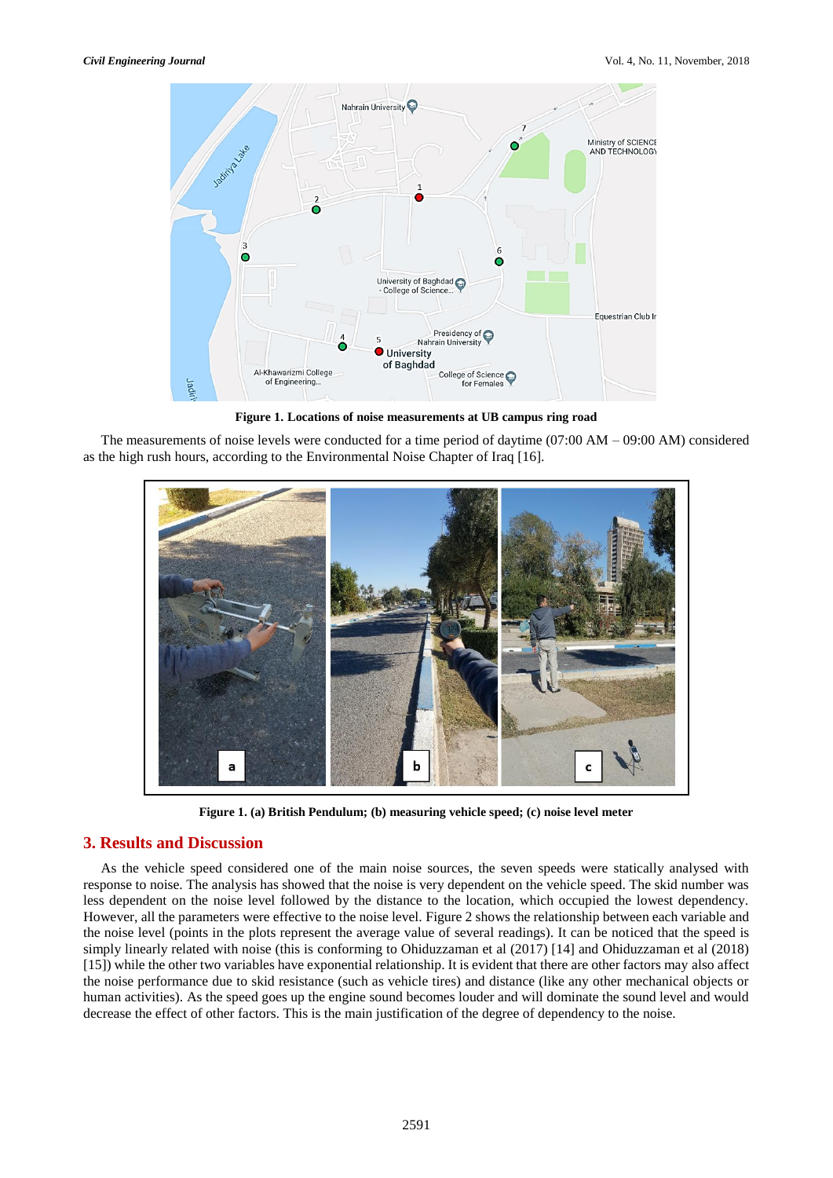Figure 1. Locations of noise measurements at UB campus ring road

The measurements of noise levels were conducted for a time period of daytime (07:00 AM – 09:00 AM) considered as the high rush hours, according to the Environmental Noise Chapter of Iraq [16].

Figure 1. (a) British Pendulum; (b) measuring vehicle speed; (c) noise level meter

## 3. Results and Discussion

As the vehicle speed considered one of the main noise sources, the seven speeds were statically analysed with response to noise. The analysis has showed that the noise is very dependent on the vehicle speed. The skid number was less dependent on the noise level followed by the distance to the location, which occupied the lowest dependency. However, all the parameters were effective to the noise level. Figure 2 shows the relationship between each variable and the noise level (points in the plots represent the average value of several readings). It can be noticed that the speed is simply linearly related with noise (this is conforming to Ohiduzzaman et al (2017) [14] and Ohiduzzaman et al (2018) [15]) while the other two variables have exponential relationship. It is evident that there are other factors may also affect the noise performance due to skid resistance (such as vehicle tires) and distance (like any other mechanical objects or human activities). As the speed goes up the engine sound becomes louder and will dominate the sound level and would decrease the effect of other factors. This is the main justification of the degree of dependency to the noise.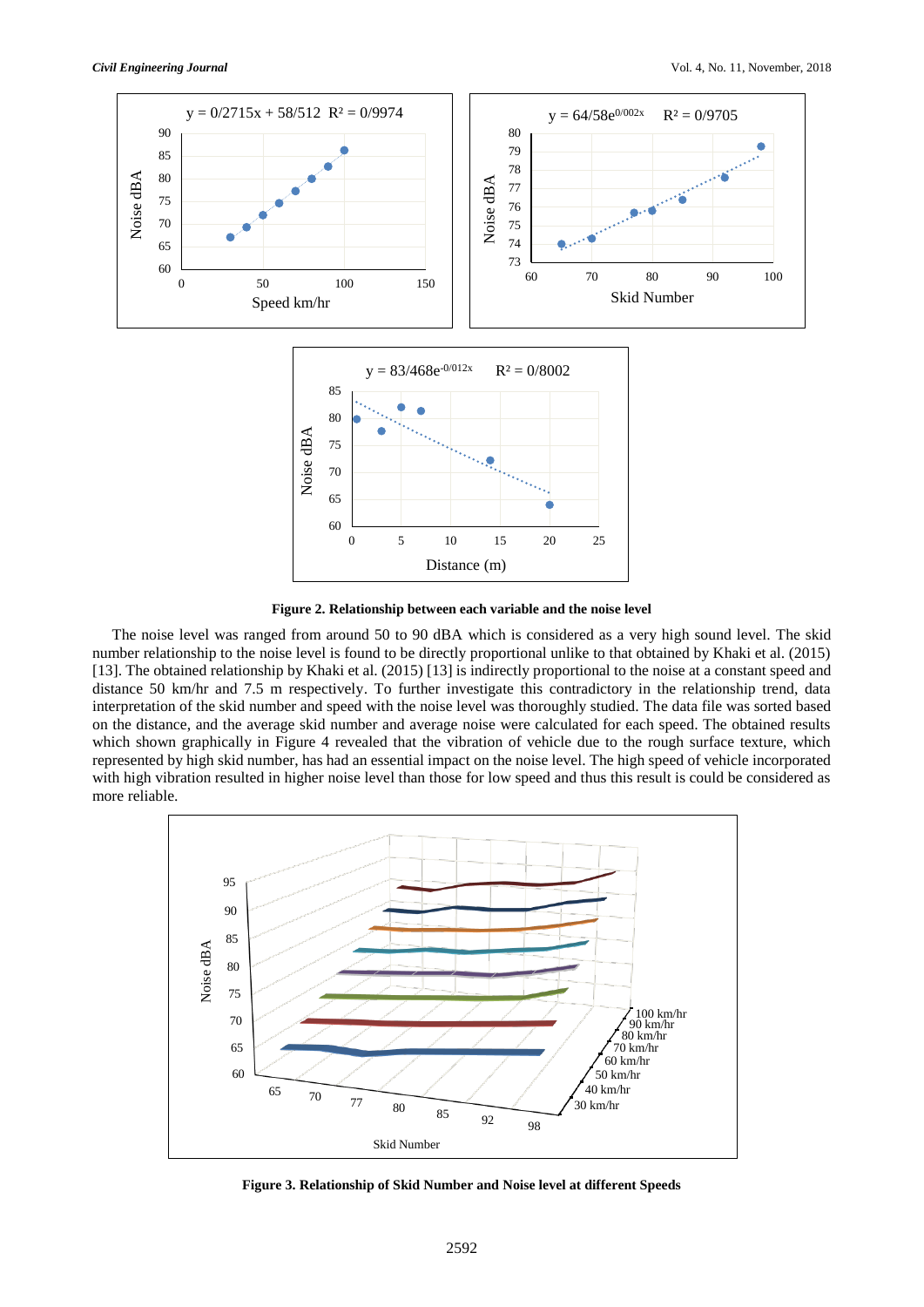**Figure 2. Relationship between each variable and the noise level**

The noise level was ranged from around 50 to 90 dBA which is considered as a very high sound level. The skid number relationship to the noise level is found to be directly proportional unlike to that obtained by Khaki et al. (2015) [13]. The obtained relationship by Khaki et al. (2015) [13] is indirectly proportional to the noise at a constant speed and distance 50 km/hr and 7.5 m respectively. To further investigate this contradictory in the relationship trend, data interpretation of the skid number and speed with the noise level was thoroughly studied. The data file was sorted based on the distance, and the average skid number and average noise were calculated for each speed. The obtained results which shown graphically in Figure 4 revealed that the vibration of vehicle due to the rough surface texture, which represented by high skid number, has had an essential impact on the noise level. The high speed of vehicle incorporated with high vibration resulted in higher noise level than those for low speed and thus this result is could be considered as more reliable.

**Figure 3. Relationship of Skid Number and Noise level at different Speeds**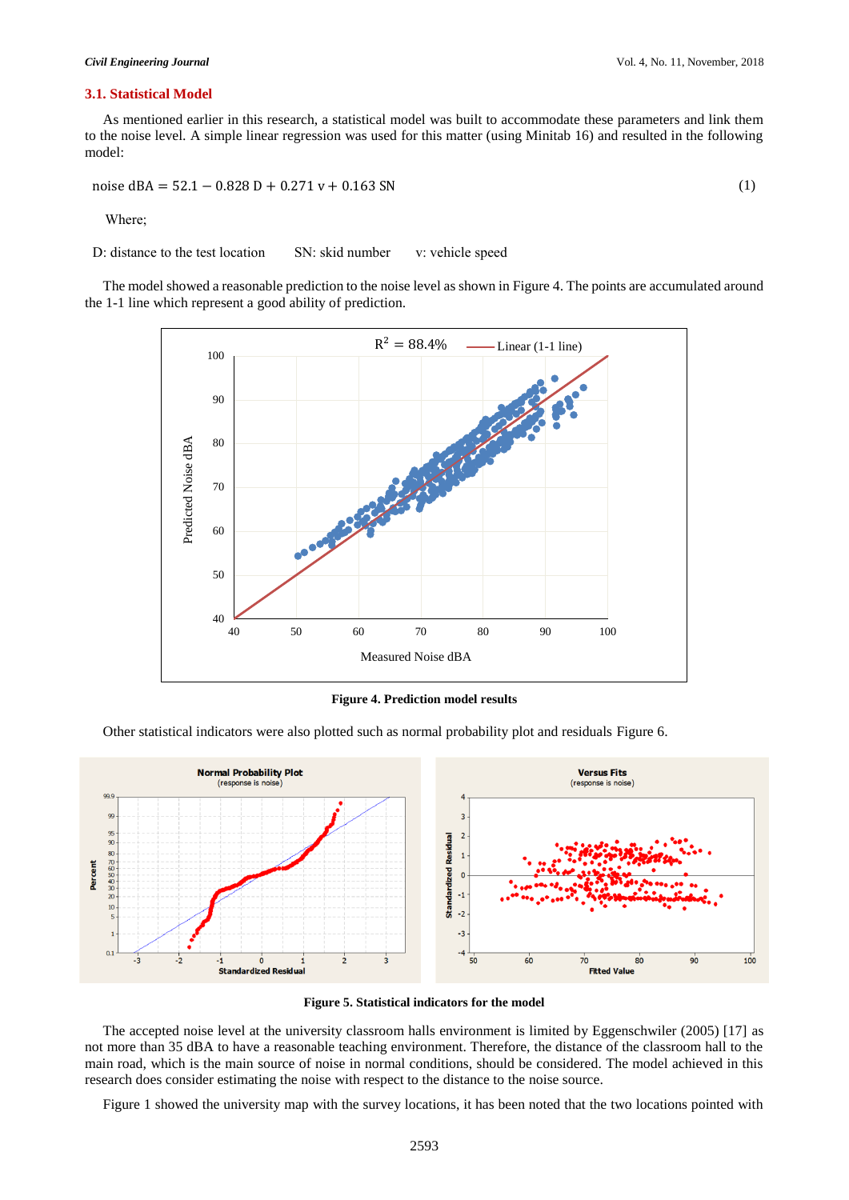### 3.1. Statistical Model

As mentioned earlier in this research, a statistical model was built to accommodate these parameters and link them to the noise level. A simple linear regression was used for this matter (using Minitab 16) and resulted in the following model:

$$\text{noise dBA} = 52.1 - 0.828\ \text{D} + 0.271\ \text{v} + 0.163\ \text{SN} \tag{1}$$

Where;

D: distance to the test location SN: skid number v: vehicle speed

The model showed a reasonable prediction to the noise level as shown in Figure 4. The points are accumulated around the 1-1 line which represent a good ability of prediction.

**Figure 4. Prediction model results**

Other statistical indicators were also plotted such as normal probability plot and residuals Figure 6.

**Figure 5. Statistical indicators for the model**

The accepted noise level at the university classroom halls environment is limited by Eggenschwiler (2005) [17] as not more than 35 dBA to have a reasonable teaching environment. Therefore, the distance of the classroom hall to the main road, which is the main source of noise in normal conditions, should be considered. The model achieved in this research does consider estimating the noise with respect to the distance to the noise source.

Figure 1 showed the university map with the survey locations, it has been noted that the two locations pointed with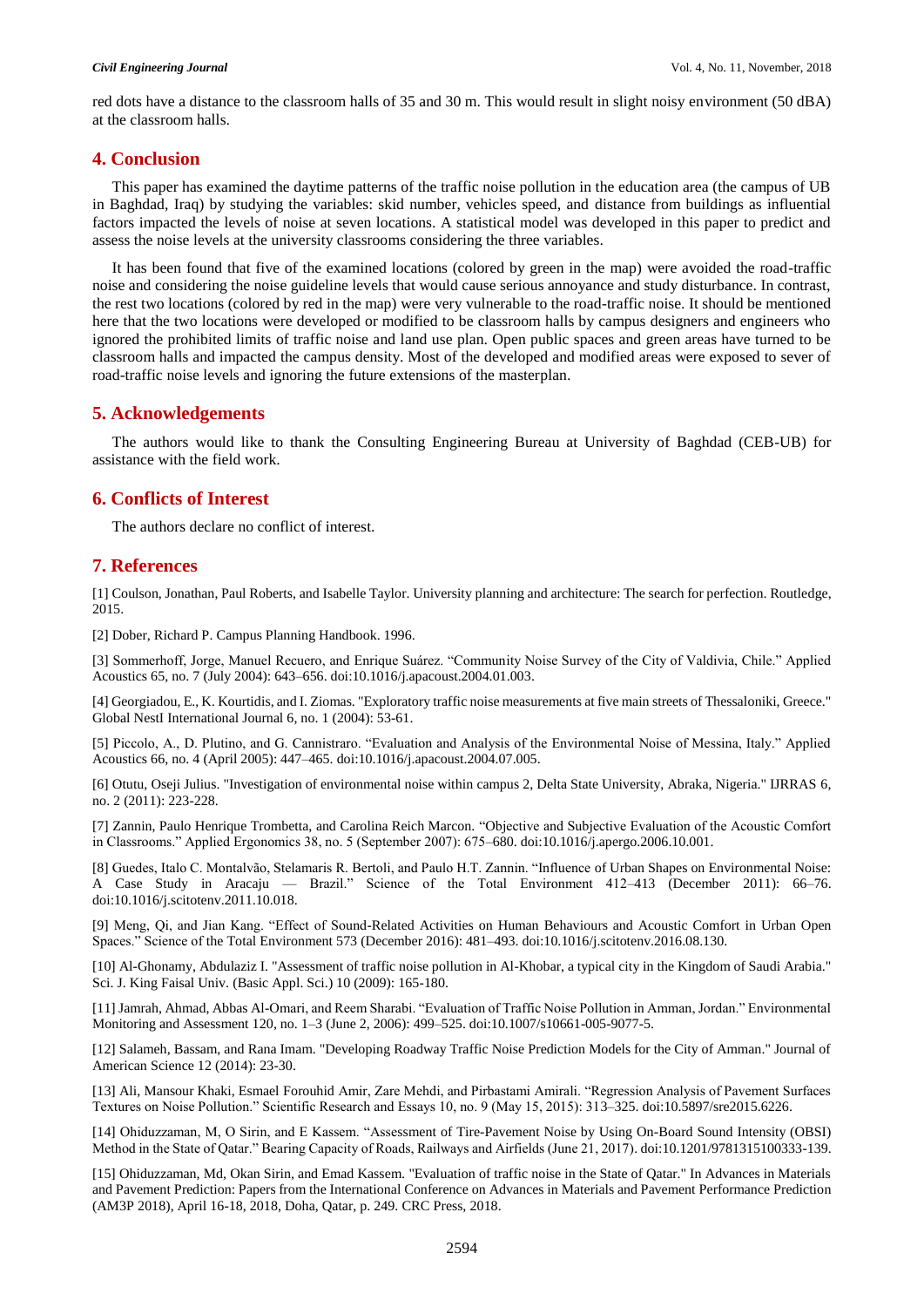red dots have a distance to the classroom halls of 35 and 30 m. This would result in slight noisy environment (50 dBA) at the classroom halls.

## 4. Conclusion

This paper has examined the daytime patterns of the traffic noise pollution in the education area (the campus of UB in Baghdad, Iraq) by studying the variables: skid number, vehicles speed, and distance from buildings as influential factors impacted the levels of noise at seven locations. A statistical model was developed in this paper to predict and assess the noise levels at the university classrooms considering the three variables.

It has been found that five of the examined locations (colored by green in the map) were avoided the road-traffic noise and considering the noise guideline levels that would cause serious annoyance and study disturbance. In contrast, the rest two locations (colored by red in the map) were very vulnerable to the road-traffic noise. It should be mentioned here that the two locations were developed or modified to be classroom halls by campus designers and engineers who ignored the prohibited limits of traffic noise and land use plan. Open public spaces and green areas have turned to be classroom halls and impacted the campus density. Most of the developed and modified areas were exposed to sever of road-traffic noise levels and ignoring the future extensions of the masterplan.

## 5. Acknowledgements

The authors would like to thank the Consulting Engineering Bureau at University of Baghdad (CEB-UB) for assistance with the field work.

## 6. Conflicts of Interest

The authors declare no conflict of interest.

## 7. References

[1] Coulson, Jonathan, Paul Roberts, and Isabelle Taylor. University planning and architecture: The search for perfection. Routledge, 2015.

[2] Dober, Richard P. Campus Planning Handbook. 1996.

[3] Sommerhoff, Jorge, Manuel Recuero, and Enrique Suárez. “Community Noise Survey of the City of Valdivia, Chile.” Applied Acoustics 65, no. 7 (July 2004): 643–656. doi:10.1016/j.apacoust.2004.01.003.

[4] Georgiadou, E., K. Kourtidis, and I. Ziomas. "Exploratory traffic noise measurements at five main streets of Thessaloniki, Greece." Global NestI International Journal 6, no. 1 (2004): 53-61.

[5] Piccolo, A., D. Plutino, and G. Cannistraro. “Evaluation and Analysis of the Environmental Noise of Messina, Italy.” Applied Acoustics 66, no. 4 (April 2005): 447–465. doi:10.1016/j.apacoust.2004.07.005.

[6] Otutu, Oseji Julius. "Investigation of environmental noise within campus 2, Delta State University, Abraka, Nigeria." IJRRAS 6, no. 2 (2011): 223-228.

[7] Zannin, Paulo Henrique Trombetta, and Carolina Reich Marcon. “Objective and Subjective Evaluation of the Acoustic Comfort in Classrooms.” Applied Ergonomics 38, no. 5 (September 2007): 675–680. doi:10.1016/j.apergo.2006.10.001.

[8] Guedes, Italo C. Montalvão, Stelamaris R. Bertoli, and Paulo H.T. Zannin. “Influence of Urban Shapes on Environmental Noise: A Case Study in Aracaju — Brazil.” Science of the Total Environment 412–413 (December 2011): 66–76. doi:10.1016/j.scitotenv.2011.10.018.

[9] Meng, Qi, and Jian Kang. “Effect of Sound-Related Activities on Human Behaviours and Acoustic Comfort in Urban Open Spaces.” Science of the Total Environment 573 (December 2016): 481–493. doi:10.1016/j.scitotenv.2016.08.130.

[10] Al-Ghonamy, Abdulaziz I. "Assessment of traffic noise pollution in Al-Khobar, a typical city in the Kingdom of Saudi Arabia." Sci. J. King Faisal Univ. (Basic Appl. Sci.) 10 (2009): 165-180.

[11] Jamrah, Ahmad, Abbas Al-Omari, and Reem Sharabi. “Evaluation of Traffic Noise Pollution in Amman, Jordan.” Environmental Monitoring and Assessment 120, no. 1–3 (June 2, 2006): 499–525. doi:10.1007/s10661-005-9077-5.

[12] Salameh, Bassam, and Rana Imam. "Developing Roadway Traffic Noise Prediction Models for the City of Amman." Journal of American Science 12 (2014): 23-30.

[13] Ali, Mansour Khaki, Esmael Forouhid Amir, Zare Mehdi, and Pirbastami Amirali. “Regression Analysis of Pavement Surfaces Textures on Noise Pollution.” Scientific Research and Essays 10, no. 9 (May 15, 2015): 313–325. doi:10.5897/sre2015.6226.

[14] Ohiduzzaman, M, O Sirin, and E Kassem. “Assessment of Tire-Pavement Noise by Using On-Board Sound Intensity (OBSI) Method in the State of Qatar.” Bearing Capacity of Roads, Railways and Airfields (June 21, 2017). doi:10.1201/9781315100333-139.

[15] Ohiduzzaman, Md, Okan Sirin, and Emad Kassem. "Evaluation of traffic noise in the State of Qatar." In Advances in Materials and Pavement Prediction: Papers from the International Conference on Advances in Materials and Pavement Performance Prediction (AM3P 2018), April 16-18, 2018, Doha, Qatar, p. 249. CRC Press, 2018.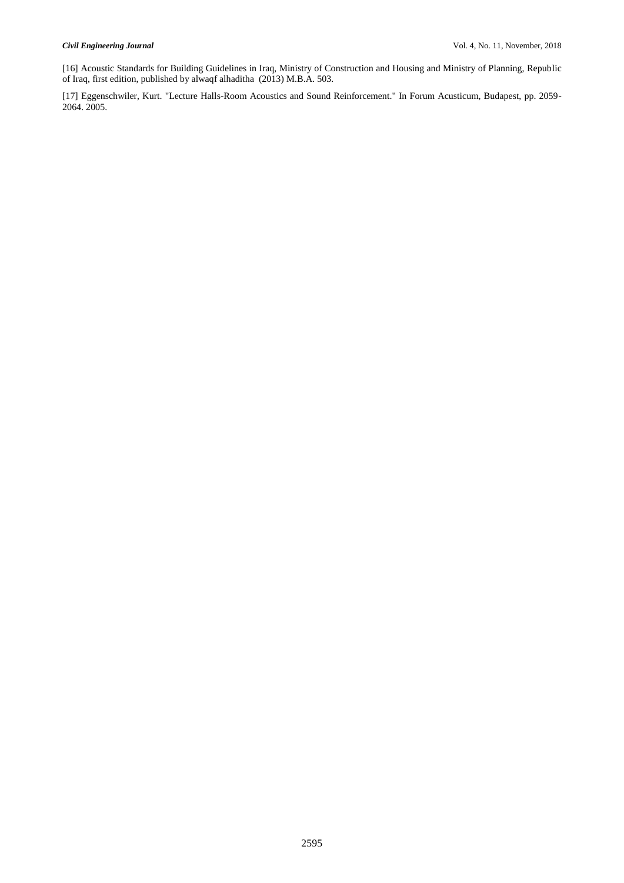[16] Acoustic Standards for Building Guidelines in Iraq, Ministry of Construction and Housing and Ministry of Planning, Republic of Iraq, first edition, published by alwaqf alhaditha (2013) M.B.A. 503.

[17] Eggenschwiler, Kurt. "Lecture Halls-Room Acoustics and Sound Reinforcement." In Forum Acusticum, Budapest, pp. 2059-2064. 2005.